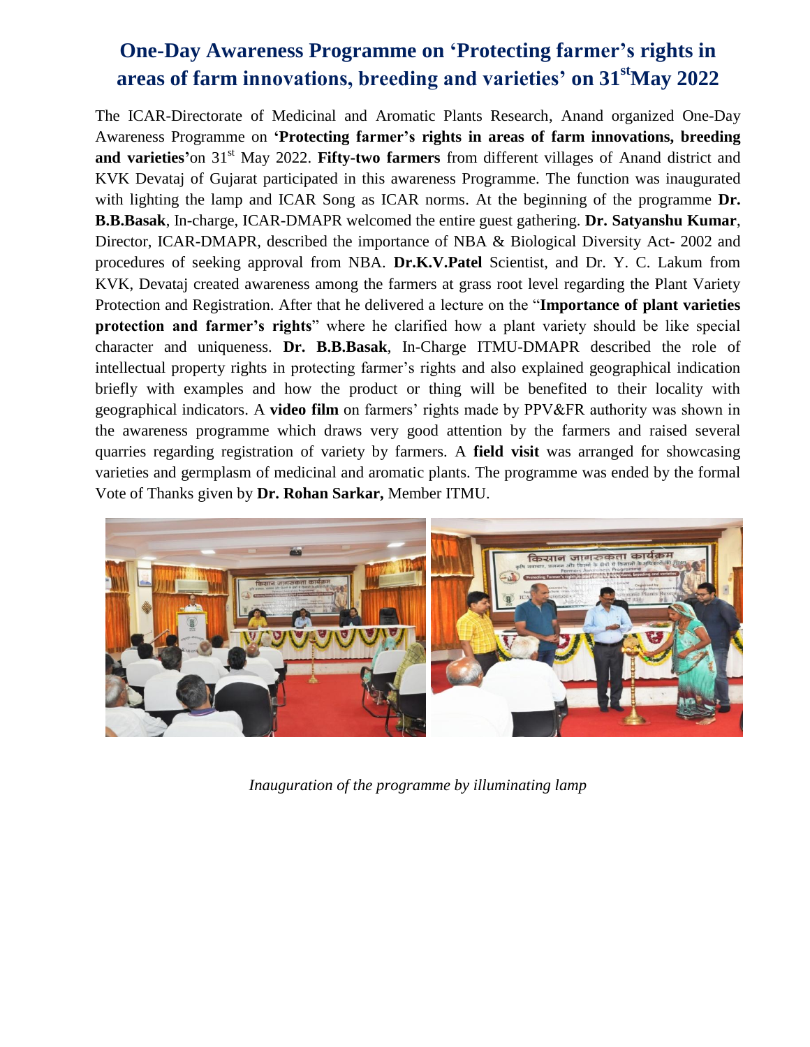# One-Day Awareness Programme on 'Protecting farmer's rights in areas of farm innovations, breeding and varieties' on 31st May 2022

The ICAR-Directorate of Medicinal and Aromatic Plants Research, Anand organized One-Day Awareness Programme on **'Protecting farmer's rights in areas of farm innovations, breeding and varieties'**on 31st May 2022. **Fifty-two farmers** from different villages of Anand district and KVK Devataj of Gujarat participated in this awareness Programme. The function was inaugurated with lighting the lamp and ICAR Song as ICAR norms. At the beginning of the programme **Dr. B.B.Basak**, In-charge, ICAR-DMAPR welcomed the entire guest gathering. **Dr. Satyanshu Kumar**, Director, ICAR-DMAPR, described the importance of NBA & Biological Diversity Act- 2002 and procedures of seeking approval from NBA. **Dr.K.V.Patel** Scientist, and Dr. Y. C. Lakum from KVK, Devataj created awareness among the farmers at grass root level regarding the Plant Variety Protection and Registration. After that he delivered a lecture on the "**Importance of plant varieties protection and farmer's rights**" where he clarified how a plant variety should be like special character and uniqueness. **Dr. B.B.Basak**, In-Charge ITMU-DMAPR described the role of intellectual property rights in protecting farmer's rights and also explained geographical indication briefly with examples and how the product or thing will be benefited to their locality with geographical indicators. A **video film** on farmers' rights made by PPV&FR authority was shown in the awareness programme which draws very good attention by the farmers and raised several quarries regarding registration of variety by farmers. A **field visit** was arranged for showcasing varieties and germplasm of medicinal and aromatic plants. The programme was ended by the formal Vote of Thanks given by **Dr. Rohan Sarkar,** Member ITMU.

*Inauguration of the programme by illuminating lamp*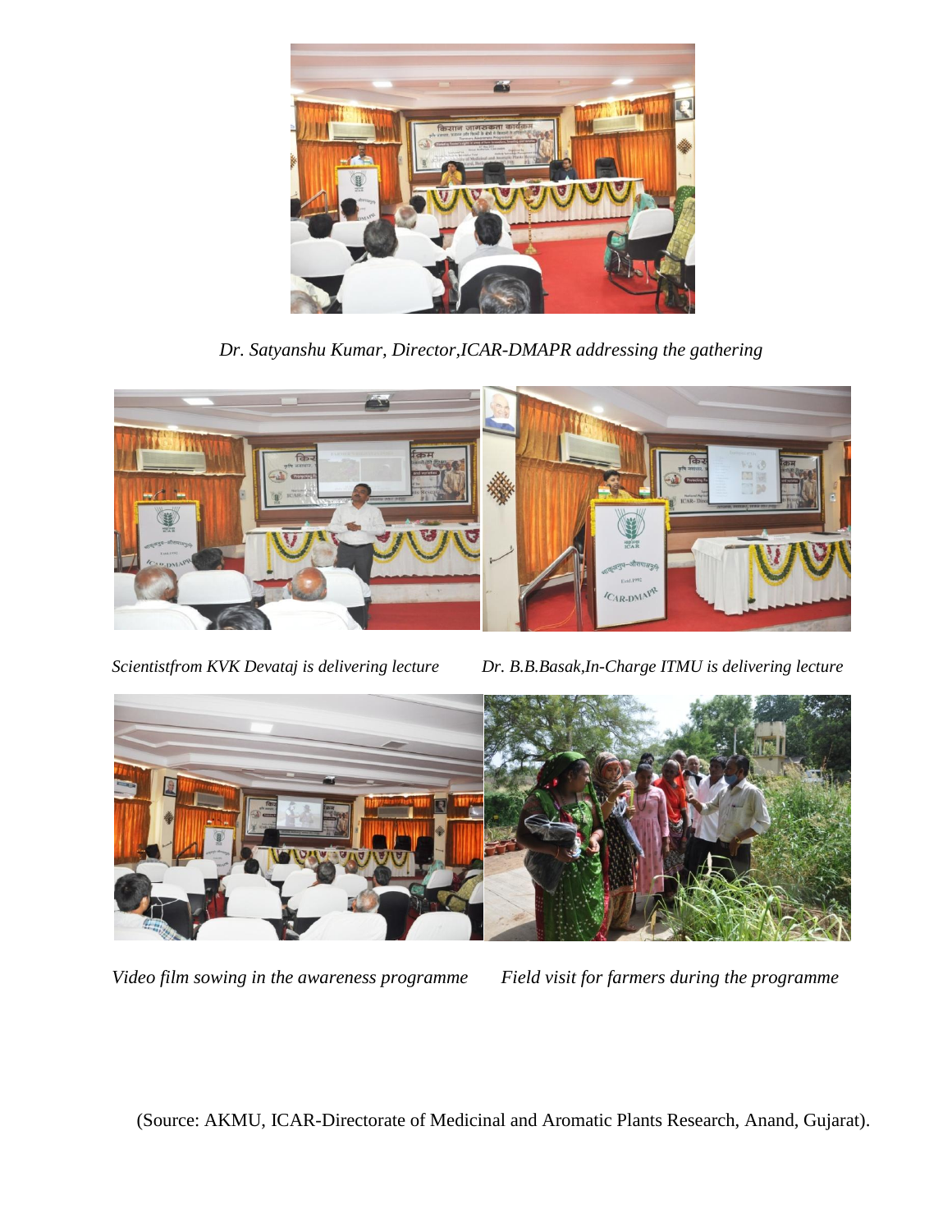*Dr. Satyanshu Kumar, Director,ICAR-DMAPR addressing the gathering*

*Scientistfrom KVK Devataj is delivering lecture*

*Dr. B.B.Basak,In-Charge ITMU is delivering lecture*

*Video film sowing in the awareness programme*

*Field visit for farmers during the programme*

(Source: AKMU, ICAR-Directorate of Medicinal and Aromatic Plants Research, Anand, Gujarat).